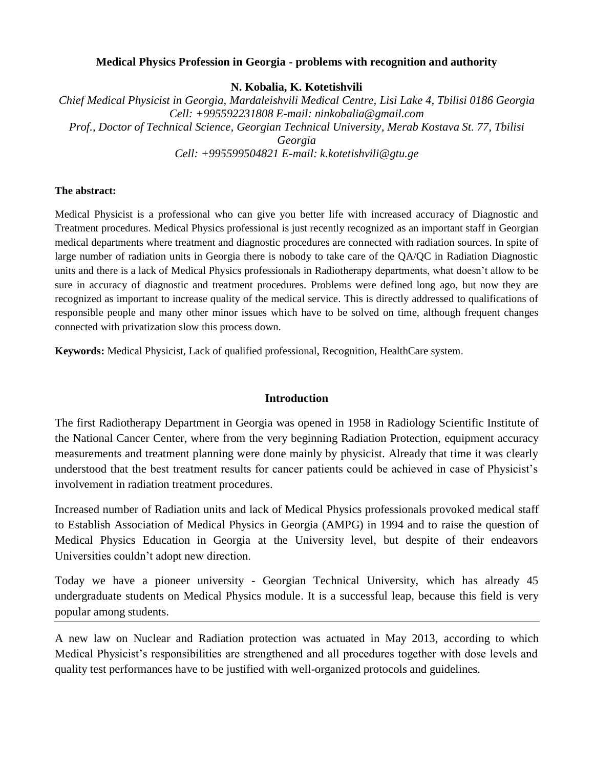**Medical Physics Profession in Georgia - problems with recognition and authority**

**N. Kobalia, K. Kotetishvili**

*Chief Medical Physicist in Georgia, Mardaleishvili Medical Centre, Lisi Lake 4, Tbilisi 0186 Georgia*
*Cell: +995592231808 E-mail: ninkobalia@gmail.com*
*Prof., Doctor of Technical Science, Georgian Technical University, Merab Kostava St. 77, Tbilisi Georgia*
*Cell: +995599504821 E-mail: k.kotetishvili@gtu.ge*

**The abstract:**

Medical Physicist is a professional who can give you better life with increased accuracy of Diagnostic and Treatment procedures. Medical Physics professional is just recently recognized as an important staff in Georgian medical departments where treatment and diagnostic procedures are connected with radiation sources. In spite of large number of radiation units in Georgia there is nobody to take care of the QA/QC in Radiation Diagnostic units and there is a lack of Medical Physics professionals in Radiotherapy departments, what doesn't allow to be sure in accuracy of diagnostic and treatment procedures. Problems were defined long ago, but now they are recognized as important to increase quality of the medical service. This is directly addressed to qualifications of responsible people and many other minor issues which have to be solved on time, although frequent changes connected with privatization slow this process down.

**Keywords:** Medical Physicist, Lack of qualified professional, Recognition, HealthCare system.

## Introduction

The first Radiotherapy Department in Georgia was opened in 1958 in Radiology Scientific Institute of the National Cancer Center, where from the very beginning Radiation Protection, equipment accuracy measurements and treatment planning were done mainly by physicist. Already that time it was clearly understood that the best treatment results for cancer patients could be achieved in case of Physicist's involvement in radiation treatment procedures.

Increased number of Radiation units and lack of Medical Physics professionals provoked medical staff to Establish Association of Medical Physics in Georgia (AMPG) in 1994 and to raise the question of Medical Physics Education in Georgia at the University level, but despite of their endeavors Universities couldn't adopt new direction.

Today we have a pioneer university - Georgian Technical University, which has already 45 undergraduate students on Medical Physics module. It is a successful leap, because this field is very popular among students.

---

A new law on Nuclear and Radiation protection was actuated in May 2013, according to which Medical Physicist's responsibilities are strengthened and all procedures together with dose levels and quality test performances have to be justified with well-organized protocols and guidelines.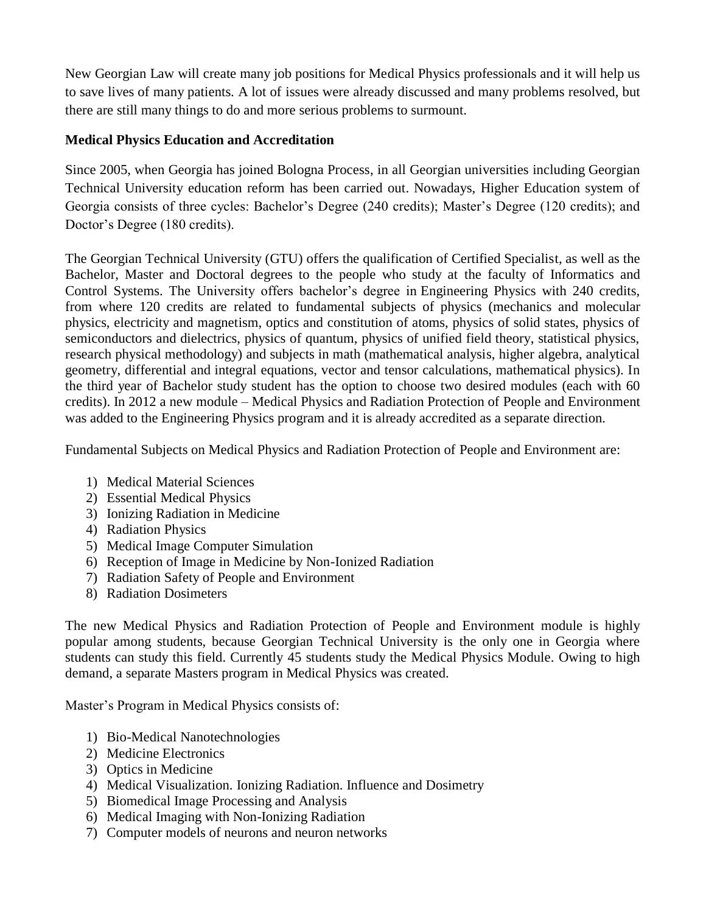New Georgian Law will create many job positions for Medical Physics professionals and it will help us to save lives of many patients. A lot of issues were already discussed and many problems resolved, but there are still many things to do and more serious problems to surmount.

**Medical Physics Education and Accreditation**

Since 2005, when Georgia has joined Bologna Process, in all Georgian universities including Georgian Technical University education reform has been carried out. Nowadays, Higher Education system of Georgia consists of three cycles: Bachelor's Degree (240 credits); Master's Degree (120 credits); and Doctor's Degree (180 credits).

The Georgian Technical University (GTU) offers the qualification of Certified Specialist, as well as the Bachelor, Master and Doctoral degrees to the people who study at the faculty of Informatics and Control Systems. The University offers bachelor's degree in Engineering Physics with 240 credits, from where 120 credits are related to fundamental subjects of physics (mechanics and molecular physics, electricity and magnetism, optics and constitution of atoms, physics of solid states, physics of semiconductors and dielectrics, physics of quantum, physics of unified field theory, statistical physics, research physical methodology) and subjects in math (mathematical analysis, higher algebra, analytical geometry, differential and integral equations, vector and tensor calculations, mathematical physics). In the third year of Bachelor study student has the option to choose two desired modules (each with 60 credits). In 2012 a new module – Medical Physics and Radiation Protection of People and Environment was added to the Engineering Physics program and it is already accredited as a separate direction.

Fundamental Subjects on Medical Physics and Radiation Protection of People and Environment are:

1) Medical Material Sciences
2) Essential Medical Physics
3) Ionizing Radiation in Medicine
4) Radiation Physics
5) Medical Image Computer Simulation
6) Reception of Image in Medicine by Non-Ionized Radiation
7) Radiation Safety of People and Environment
8) Radiation Dosimeters

The new Medical Physics and Radiation Protection of People and Environment module is highly popular among students, because Georgian Technical University is the only one in Georgia where students can study this field. Currently 45 students study the Medical Physics Module. Owing to high demand, a separate Masters program in Medical Physics was created.

Master's Program in Medical Physics consists of:

1) Bio-Medical Nanotechnologies
2) Medicine Electronics
3) Optics in Medicine
4) Medical Visualization. Ionizing Radiation. Influence and Dosimetry
5) Biomedical Image Processing and Analysis
6) Medical Imaging with Non-Ionizing Radiation
7) Computer models of neurons and neuron networks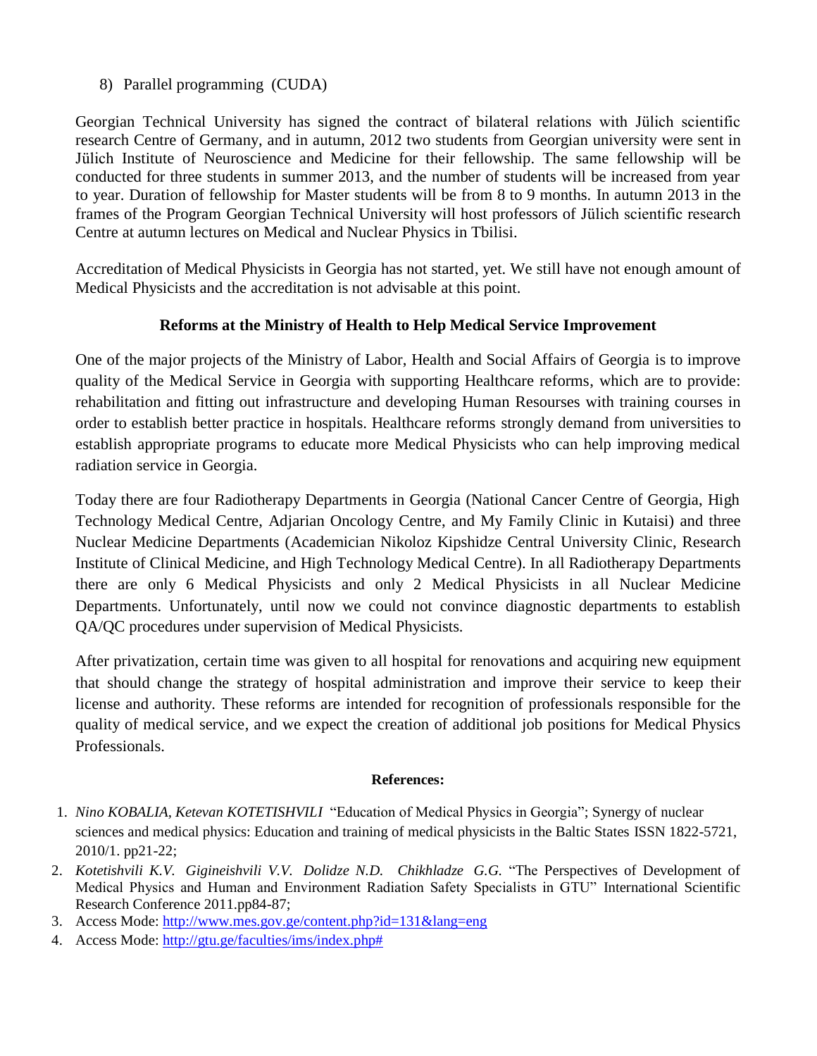8) Parallel programming (CUDA)

Georgian Technical University has signed the contract of bilateral relations with Jülich scientific research Centre of Germany, and in autumn, 2012 two students from Georgian university were sent in Jülich Institute of Neuroscience and Medicine for their fellowship. The same fellowship will be conducted for three students in summer 2013, and the number of students will be increased from year to year. Duration of fellowship for Master students will be from 8 to 9 months. In autumn 2013 in the frames of the Program Georgian Technical University will host professors of Jülich scientific research Centre at autumn lectures on Medical and Nuclear Physics in Tbilisi.

Accreditation of Medical Physicists in Georgia has not started, yet. We still have not enough amount of Medical Physicists and the accreditation is not advisable at this point.

**Reforms at the Ministry of Health to Help Medical Service Improvement**

One of the major projects of the Ministry of Labor, Health and Social Affairs of Georgia is to improve quality of the Medical Service in Georgia with supporting Healthcare reforms, which are to provide: rehabilitation and fitting out infrastructure and developing Human Resourses with training courses in order to establish better practice in hospitals. Healthcare reforms strongly demand from universities to establish appropriate programs to educate more Medical Physicists who can help improving medical radiation service in Georgia.

Today there are four Radiotherapy Departments in Georgia (National Cancer Centre of Georgia, High Technology Medical Centre, Adjarian Oncology Centre, and My Family Clinic in Kutaisi) and three Nuclear Medicine Departments (Academician Nikoloz Kipshidze Central University Clinic, Research Institute of Clinical Medicine, and High Technology Medical Centre). In all Radiotherapy Departments there are only 6 Medical Physicists and only 2 Medical Physicists in all Nuclear Medicine Departments. Unfortunately, until now we could not convince diagnostic departments to establish QA/QC procedures under supervision of Medical Physicists.

After privatization, certain time was given to all hospital for renovations and acquiring new equipment that should change the strategy of hospital administration and improve their service to keep their license and authority. These reforms are intended for recognition of professionals responsible for the quality of medical service, and we expect the creation of additional job positions for Medical Physics Professionals.

**References:**

1. *Nino KOBALIA, Ketevan KOTETISHVILI* "Education of Medical Physics in Georgia"; Synergy of nuclear sciences and medical physics: Education and training of medical physicists in the Baltic States ISSN 1822-5721, 2010/1. pp21-22;
2. *Kotetishvili K.V. Gigineishvili V.V. Dolidze N.D. Chikhladze G.G.* "The Perspectives of Development of Medical Physics and Human and Environment Radiation Safety Specialists in GTU" International Scientific Research Conference 2011.pp84-87;
3. Access Mode: http://www.mes.gov.ge/content.php?id=131&lang=eng
4. Access Mode: http://gtu.ge/faculties/ims/index.php#